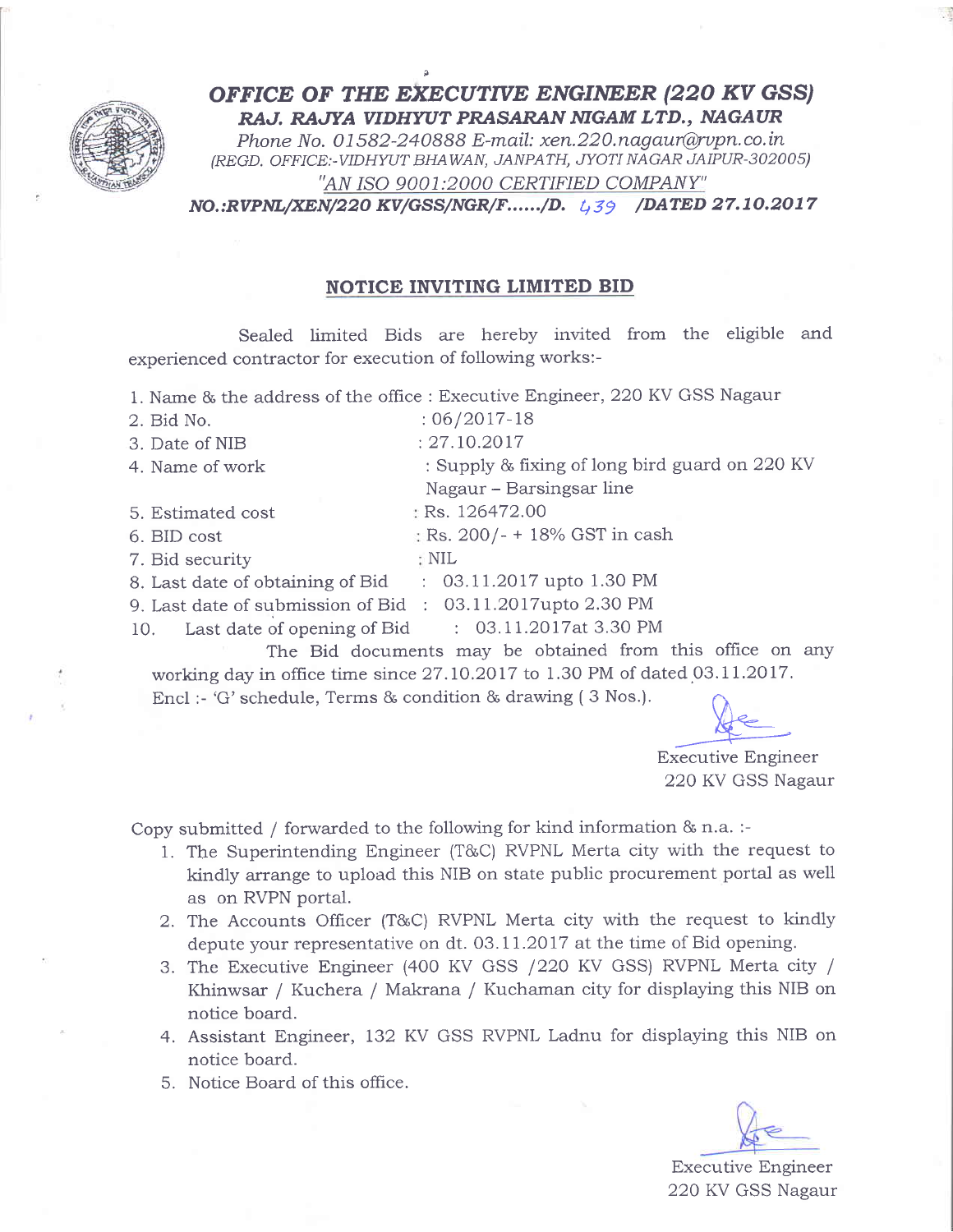# OFFICE OF THE EXECUTIVE ENGINEER (220 KV GSS)

## RAJ. RAJYA VIDHYUT PRASARAN NIGAM LTD., NAGAUR

*Phone No. 01582-240888 E-mail: xen.220.nagaur@rvpn.co.in*

*(REGD. OFFICE:-VIDHYUT BHAWAN, JANPATH, JYOTI NAGAR JAIPUR-302005)*

*"AN ISO 9001:2000 CERTIFIED COMPANY"*

***NO.:RVPNL/XEN/220 KV/GSS/NGR/F....../D. 439 /DATED 27.10.2017***

## NOTICE INVITING LIMITED BID

Sealed limited Bids are hereby invited from the eligible and experienced contractor for execution of following works:-

1. Name & the address of the office : Executive Engineer, 220 KV GSS Nagaur
2. Bid No. : 06/2017-18
3. Date of NIB : 27.10.2017
4. Name of work : Supply & fixing of long bird guard on 220 KV Nagaur – Barsingsar line
5. Estimated cost : Rs. 126472.00
6. BID cost : Rs. 200/- + 18% GST in cash
7. Bid security : NIL
8. Last date of obtaining of Bid : 03.11.2017 upto 1.30 PM
9. Last date of submission of Bid : 03.11.2017upto 2.30 PM
10. Last date of opening of Bid : 03.11.2017at 3.30 PM

The Bid documents may be obtained from this office on any working day in office time since 27.10.2017 to 1.30 PM of dated 03.11.2017.

Encl :- 'G' schedule, Terms & condition & drawing ( 3 Nos.).

Executive Engineer
220 KV GSS Nagaur

Copy submitted / forwarded to the following for kind information & n.a. :-

1. The Superintending Engineer (T&C) RVPNL Merta city with the request to kindly arrange to upload this NIB on state public procurement portal as well as on RVPN portal.
2. The Accounts Officer (T&C) RVPNL Merta city with the request to kindly depute your representative on dt. 03.11.2017 at the time of Bid opening.
3. The Executive Engineer (400 KV GSS /220 KV GSS) RVPNL Merta city / Khinwsar / Kuchera / Makrana / Kuchaman city for displaying this NIB on notice board.
4. Assistant Engineer, 132 KV GSS RVPNL Ladnu for displaying this NIB on notice board.
5. Notice Board of this office.

Executive Engineer
220 KV GSS Nagaur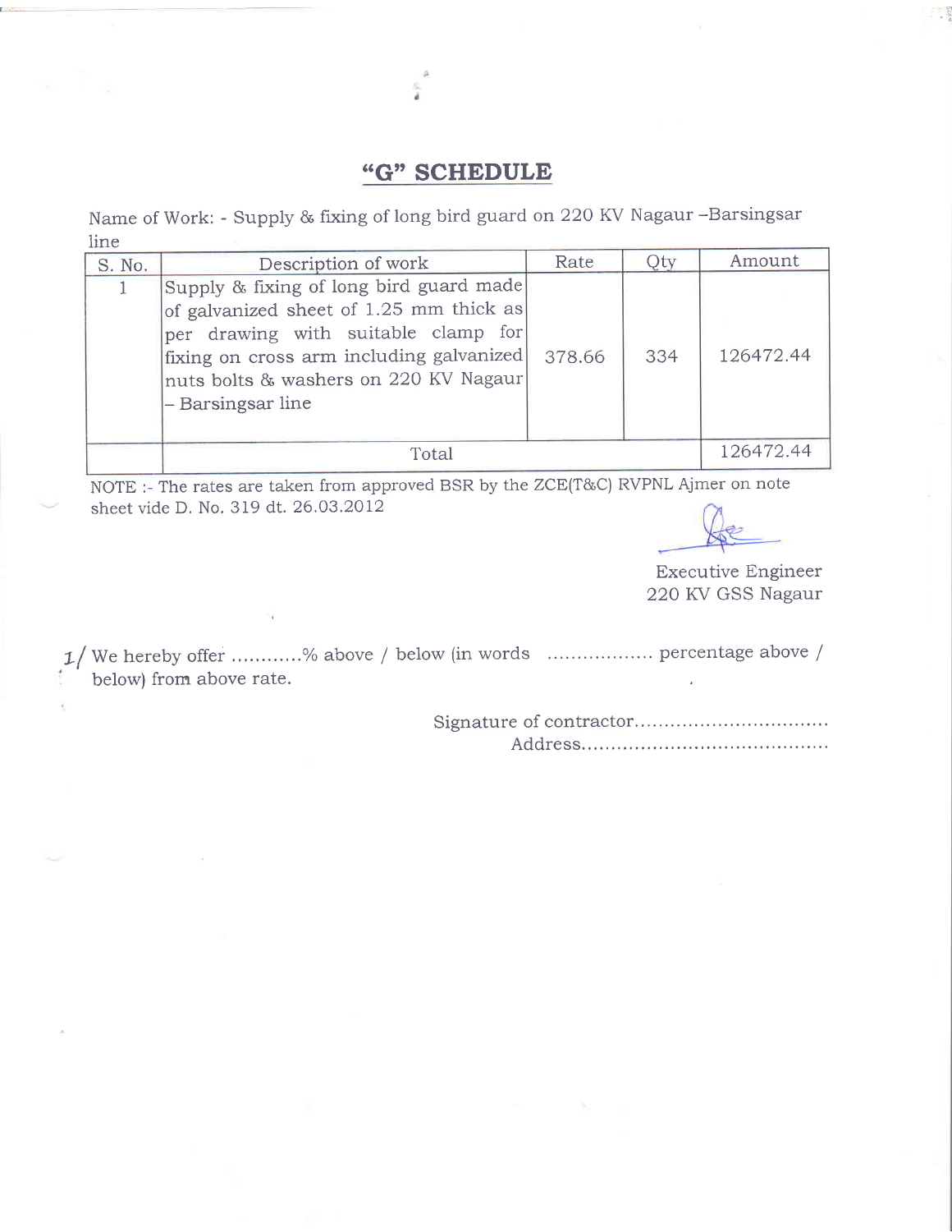## "G" SCHEDULE

Name of Work: - Supply & fixing of long bird guard on 220 KV Nagaur –Barsingsar line

| S. No. | Description of work | Rate | Qty | Amount |
|---|---|---|---|---|
| 1 | Supply & fixing of long bird guard made of galvanized sheet of 1.25 mm thick as per drawing with suitable clamp for fixing on cross arm including galvanized nuts bolts & washers on 220 KV Nagaur – Barsingsar line | 378.66 | 334 | 126472.44 |
| | Total | | | 126472.44 |

NOTE :- The rates are taken from approved BSR by the ZCE(T&C) RVPNL Ajmer on note sheet vide D. No. 319 dt. 26.03.2012

Executive Engineer
220 KV GSS Nagaur

1/ We hereby offer ...........% above / below (in words ................. percentage above / below) from above rate.

Signature of contractor................................
Address.........................................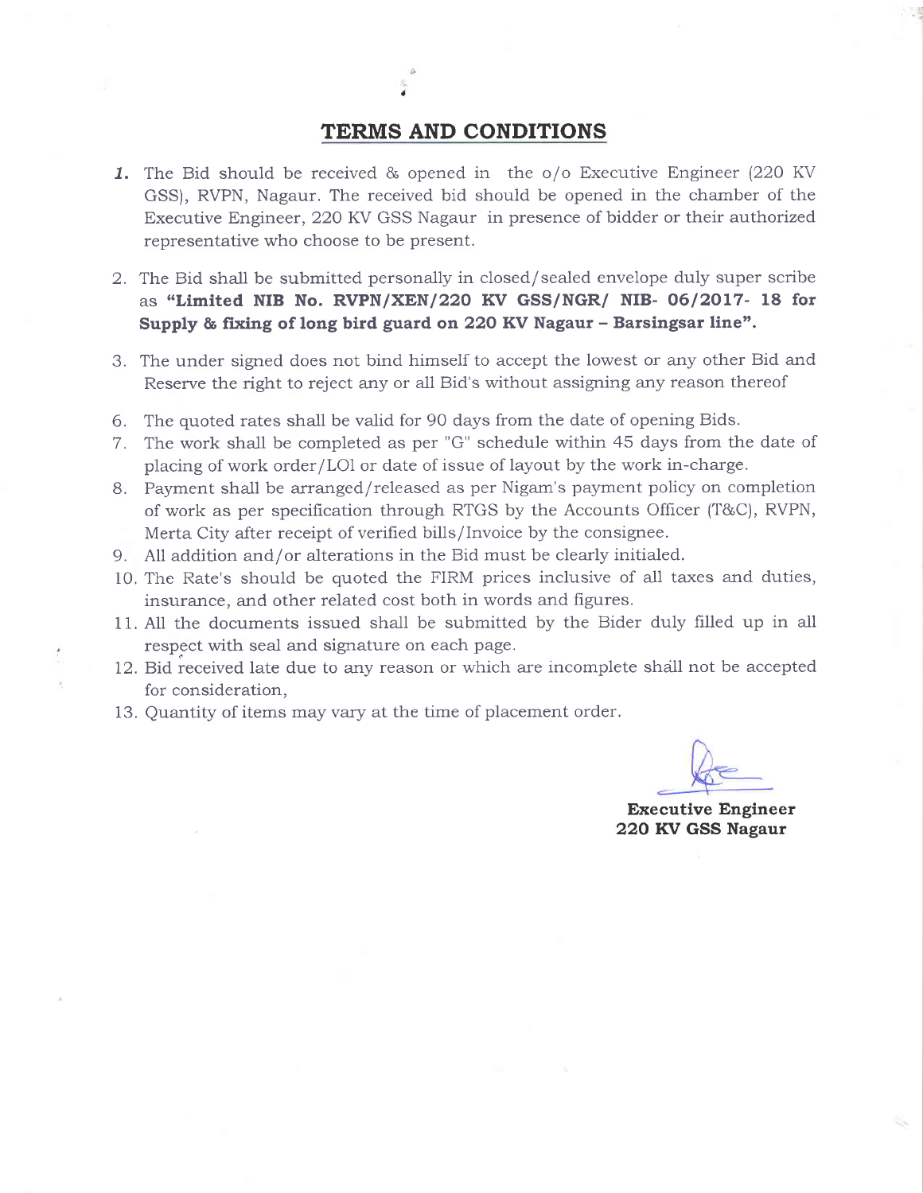## TERMS AND CONDITIONS

1. The Bid should be received & opened in the o/o Executive Engineer (220 KV GSS), RVPN, Nagaur. The received bid should be opened in the chamber of the Executive Engineer, 220 KV GSS Nagaur in presence of bidder or their authorized representative who choose to be present.
2. The Bid shall be submitted personally in closed/sealed envelope duly super scribe as **"Limited NIB No. RVPN/XEN/220 KV GSS/NGR/ NIB- 06/2017- 18 for Supply & fixing of long bird guard on 220 KV Nagaur – Barsingsar line".**
3. The under signed does not bind himself to accept the lowest or any other Bid and Reserve the right to reject any or all Bid's without assigning any reason thereof

6. The quoted rates shall be valid for 90 days from the date of opening Bids.
7. The work shall be completed as per "G" schedule within 45 days from the date of placing of work order/LOI or date of issue of layout by the work in-charge.
8. Payment shall be arranged/released as per Nigam's payment policy on completion of work as per specification through RTGS by the Accounts Officer (T&C), RVPN, Merta City after receipt of verified bills/Invoice by the consignee.
9. All addition and/or alterations in the Bid must be clearly initialed.
10. The Rate's should be quoted the FIRM prices inclusive of all taxes and duties, insurance, and other related cost both in words and figures.
11. All the documents issued shall be submitted by the Bider duly filled up in all respect with seal and signature on each page.
12. Bid received late due to any reason or which are incomplete shall not be accepted for consideration,
13. Quantity of items may vary at the time of placement order.

**Executive Engineer**
**220 KV GSS Nagaur**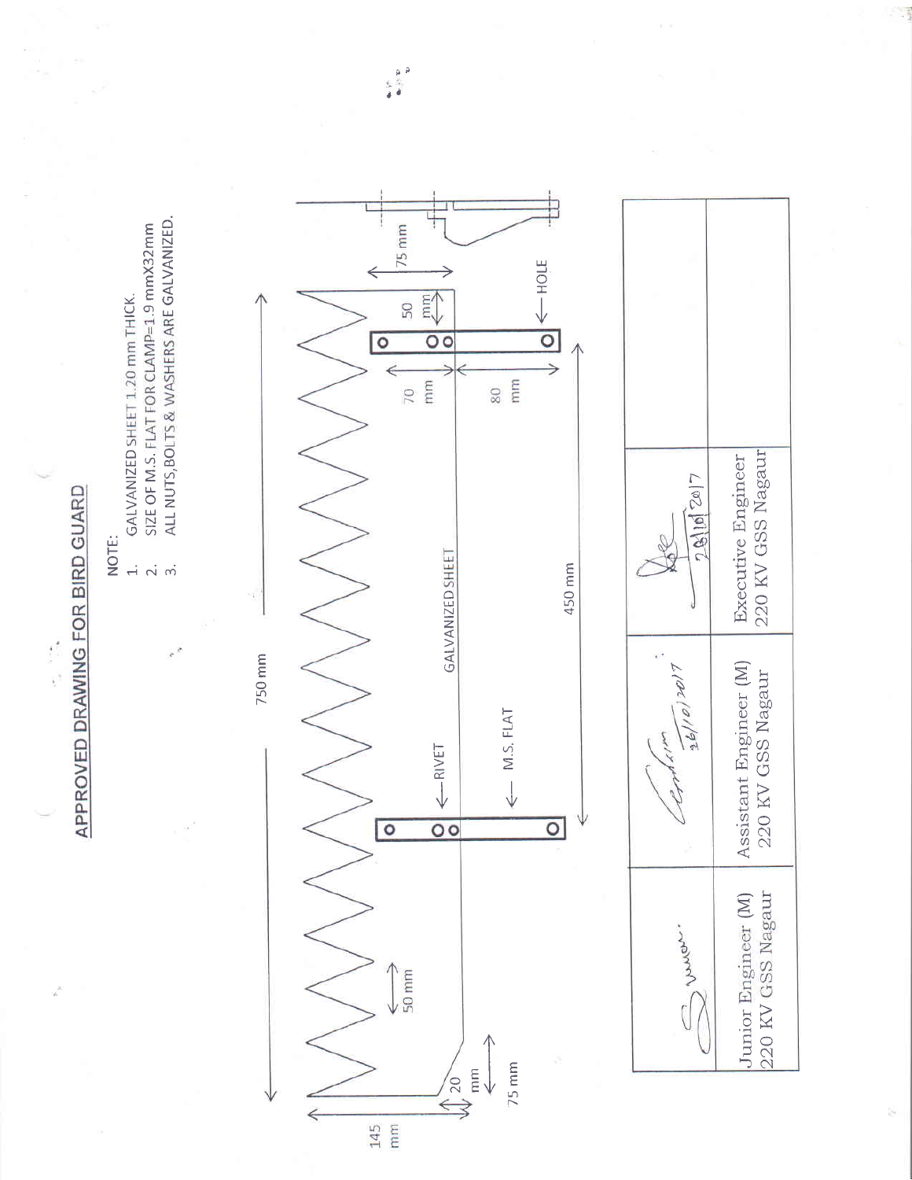## APPROVED DRAWING FOR BIRD GUARD

NOTE:

1. GALVANIZED SHEET 1.20 mm THICK.
2. SIZE OF M.S. FLAT FOR CLAMP=1.9 mmX32mm
3. ALL NUTS,BOLTS & WASHERS ARE GALVANIZED.

750 mm

145 mm

20 mm

75 mm

50 mm

RIVET

M.S. FLAT

GALVANIZED SHEET

450 mm

70 mm

80 mm

50 mm

HOLE

75 mm

| | | |
|---|---|---|
| | 26/10/2017 | 26/10/2017 |
| Junior Engineer (M) 220 KV GSS Nagaur | Assistant Engineer (M) 220 KV GSS Nagaur | Executive Engineer 220 KV GSS Nagaur |